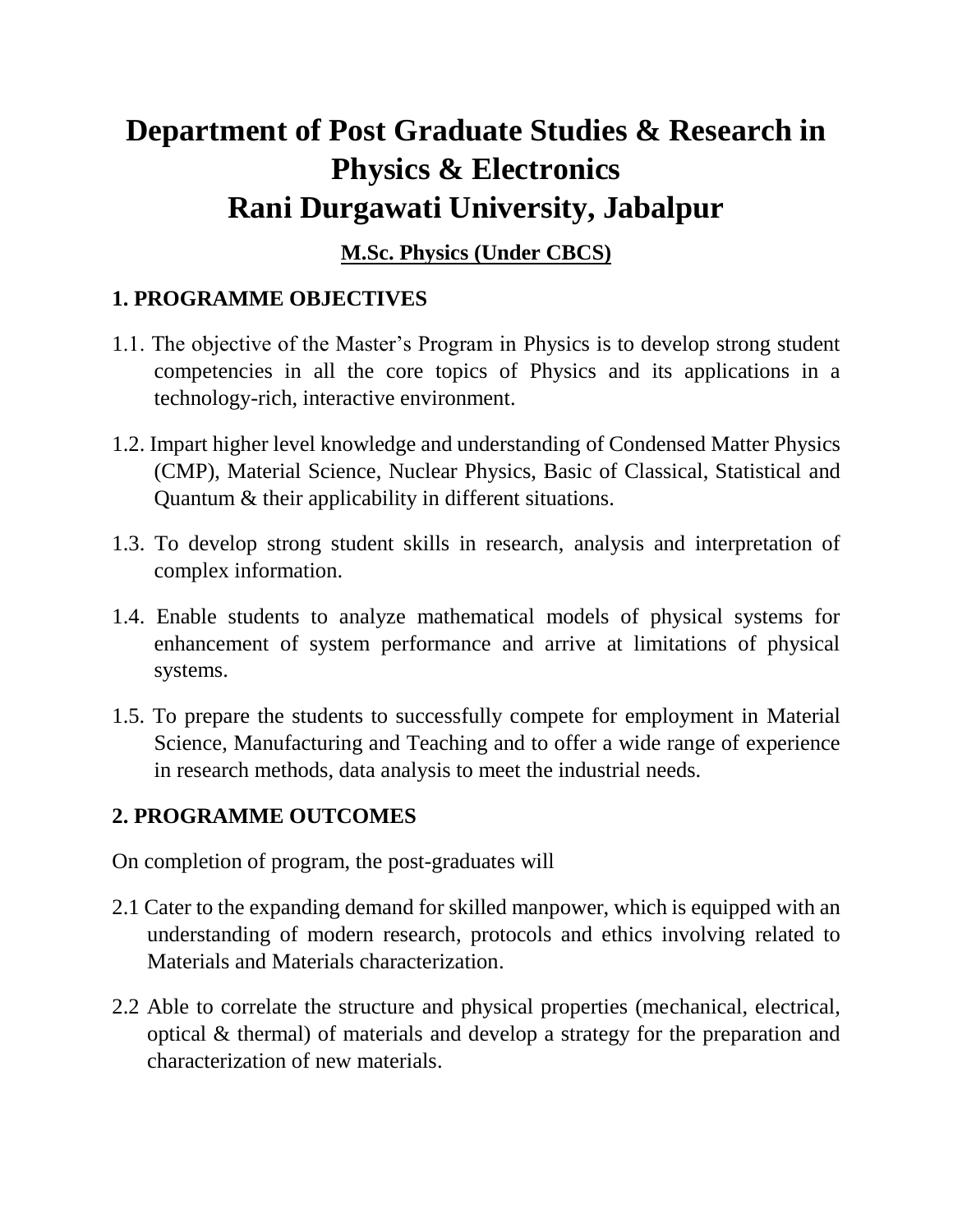# Department of Post Graduate Studies & Research in Physics & Electronics
# Rani Durgawati University, Jabalpur

## M.Sc. Physics (Under CBCS)

### 1. PROGRAMME OBJECTIVES

1.1. The objective of the Master's Program in Physics is to develop strong student competencies in all the core topics of Physics and its applications in a technology-rich, interactive environment.

1.2. Impart higher level knowledge and understanding of Condensed Matter Physics (CMP), Material Science, Nuclear Physics, Basic of Classical, Statistical and Quantum & their applicability in different situations.

1.3. To develop strong student skills in research, analysis and interpretation of complex information.

1.4. Enable students to analyze mathematical models of physical systems for enhancement of system performance and arrive at limitations of physical systems.

1.5. To prepare the students to successfully compete for employment in Material Science, Manufacturing and Teaching and to offer a wide range of experience in research methods, data analysis to meet the industrial needs.

### 2. PROGRAMME OUTCOMES

On completion of program, the post-graduates will

2.1 Cater to the expanding demand for skilled manpower, which is equipped with an understanding of modern research, protocols and ethics involving related to Materials and Materials characterization.

2.2 Able to correlate the structure and physical properties (mechanical, electrical, optical & thermal) of materials and develop a strategy for the preparation and characterization of new materials.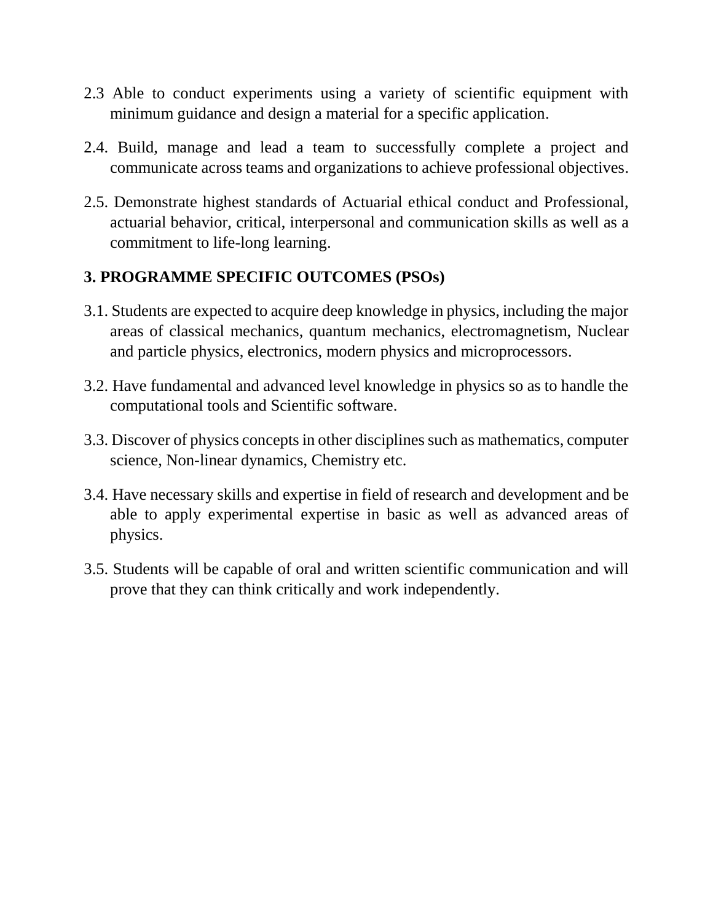2.3 Able to conduct experiments using a variety of scientific equipment with minimum guidance and design a material for a specific application.

2.4. Build, manage and lead a team to successfully complete a project and communicate across teams and organizations to achieve professional objectives.

2.5. Demonstrate highest standards of Actuarial ethical conduct and Professional, actuarial behavior, critical, interpersonal and communication skills as well as a commitment to life-long learning.

## 3. PROGRAMME SPECIFIC OUTCOMES (PSOs)

3.1. Students are expected to acquire deep knowledge in physics, including the major areas of classical mechanics, quantum mechanics, electromagnetism, Nuclear and particle physics, electronics, modern physics and microprocessors.

3.2. Have fundamental and advanced level knowledge in physics so as to handle the computational tools and Scientific software.

3.3. Discover of physics concepts in other disciplines such as mathematics, computer science, Non-linear dynamics, Chemistry etc.

3.4. Have necessary skills and expertise in field of research and development and be able to apply experimental expertise in basic as well as advanced areas of physics.

3.5. Students will be capable of oral and written scientific communication and will prove that they can think critically and work independently.